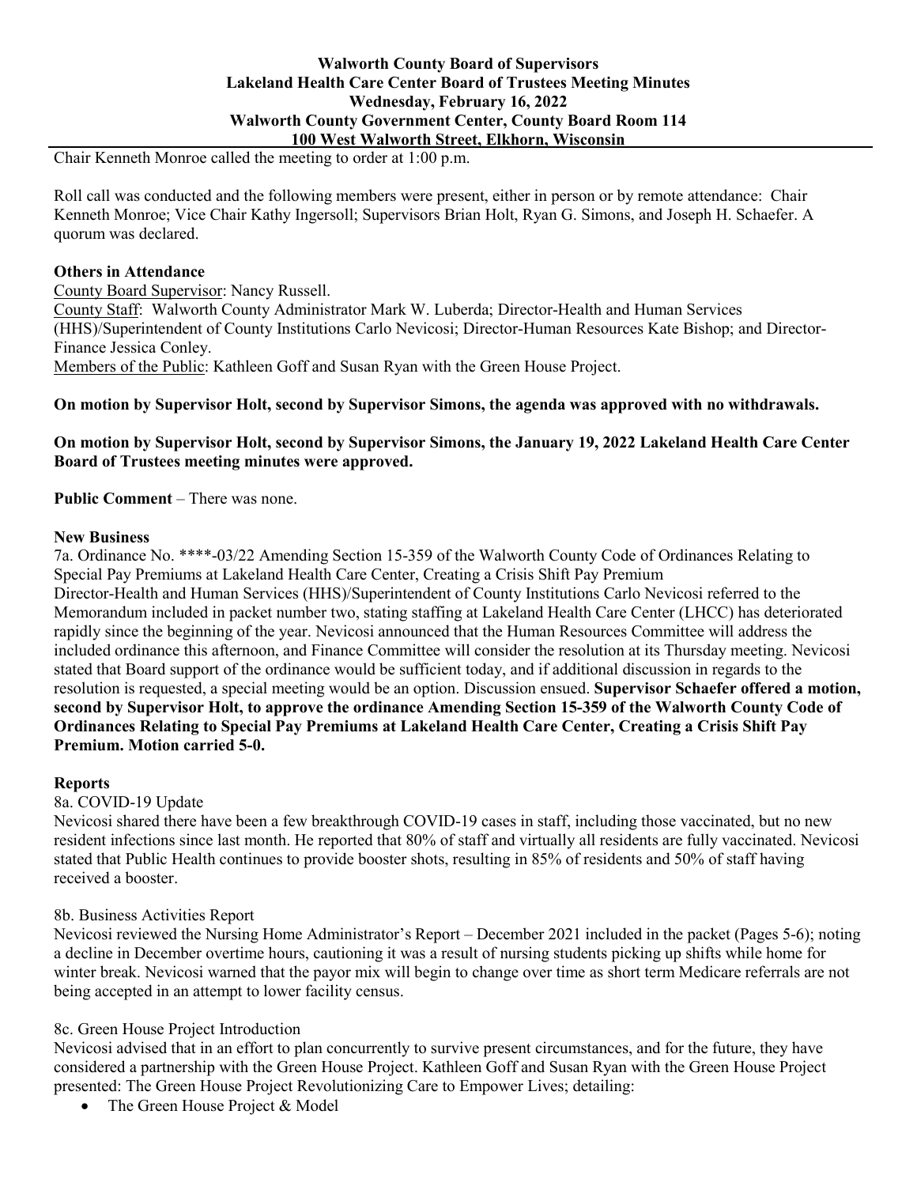**Walworth County Board of Supervisors**
**Lakeland Health Care Center Board of Trustees Meeting Minutes**
**Wednesday, February 16, 2022**
**Walworth County Government Center, County Board Room 114**
**100 West Walworth Street, Elkhorn, Wisconsin**

Chair Kenneth Monroe called the meeting to order at 1:00 p.m.

Roll call was conducted and the following members were present, either in person or by remote attendance: Chair Kenneth Monroe; Vice Chair Kathy Ingersoll; Supervisors Brian Holt, Ryan G. Simons, and Joseph H. Schaefer. A quorum was declared.

**Others in Attendance**
County Board Supervisor: Nancy Russell.
County Staff: Walworth County Administrator Mark W. Luberda; Director-Health and Human Services (HHS)/Superintendent of County Institutions Carlo Nevicosi; Director-Human Resources Kate Bishop; and Director-Finance Jessica Conley.
Members of the Public: Kathleen Goff and Susan Ryan with the Green House Project.

**On motion by Supervisor Holt, second by Supervisor Simons, the agenda was approved with no withdrawals.**

**On motion by Supervisor Holt, second by Supervisor Simons, the January 19, 2022 Lakeland Health Care Center Board of Trustees meeting minutes were approved.**

**Public Comment** – There was none.

**New Business**
7a. Ordinance No. ****-03/22 Amending Section 15-359 of the Walworth County Code of Ordinances Relating to Special Pay Premiums at Lakeland Health Care Center, Creating a Crisis Shift Pay Premium
Director-Health and Human Services (HHS)/Superintendent of County Institutions Carlo Nevicosi referred to the Memorandum included in packet number two, stating staffing at Lakeland Health Care Center (LHCC) has deteriorated rapidly since the beginning of the year. Nevicosi announced that the Human Resources Committee will address the included ordinance this afternoon, and Finance Committee will consider the resolution at its Thursday meeting. Nevicosi stated that Board support of the ordinance would be sufficient today, and if additional discussion in regards to the resolution is requested, a special meeting would be an option. Discussion ensued. **Supervisor Schaefer offered a motion, second by Supervisor Holt, to approve the ordinance Amending Section 15-359 of the Walworth County Code of Ordinances Relating to Special Pay Premiums at Lakeland Health Care Center, Creating a Crisis Shift Pay Premium. Motion carried 5-0.**

**Reports**
8a. COVID-19 Update
Nevicosi shared there have been a few breakthrough COVID-19 cases in staff, including those vaccinated, but no new resident infections since last month. He reported that 80% of staff and virtually all residents are fully vaccinated. Nevicosi stated that Public Health continues to provide booster shots, resulting in 85% of residents and 50% of staff having received a booster.

8b. Business Activities Report
Nevicosi reviewed the Nursing Home Administrator's Report – December 2021 included in the packet (Pages 5-6); noting a decline in December overtime hours, cautioning it was a result of nursing students picking up shifts while home for winter break. Nevicosi warned that the payor mix will begin to change over time as short term Medicare referrals are not being accepted in an attempt to lower facility census.

8c. Green House Project Introduction
Nevicosi advised that in an effort to plan concurrently to survive present circumstances, and for the future, they have considered a partnership with the Green House Project. Kathleen Goff and Susan Ryan with the Green House Project presented: The Green House Project Revolutionizing Care to Empower Lives; detailing:

- The Green House Project & Model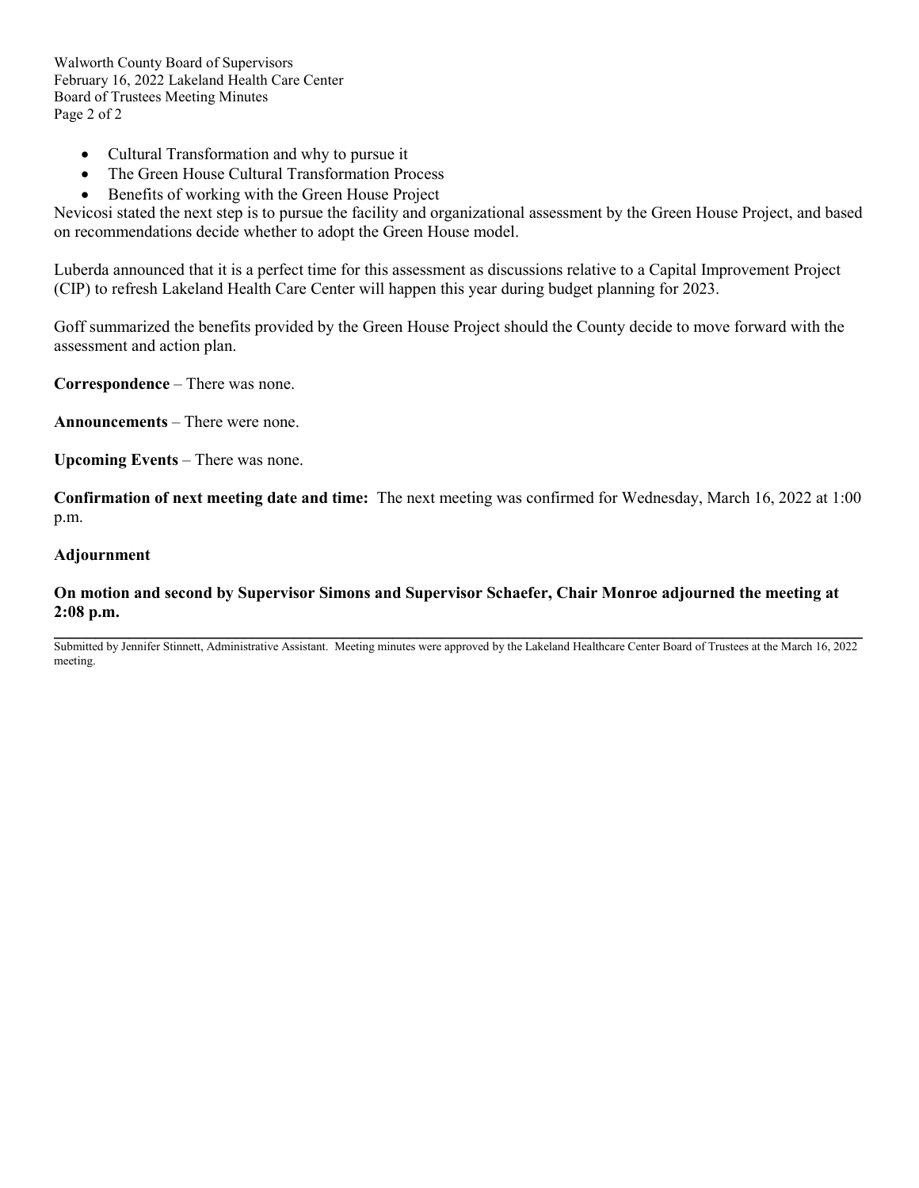- Cultural Transformation and why to pursue it
- The Green House Cultural Transformation Process
- Benefits of working with the Green House Project

Nevicosi stated the next step is to pursue the facility and organizational assessment by the Green House Project, and based on recommendations decide whether to adopt the Green House model.

Luberda announced that it is a perfect time for this assessment as discussions relative to a Capital Improvement Project (CIP) to refresh Lakeland Health Care Center will happen this year during budget planning for 2023.

Goff summarized the benefits provided by the Green House Project should the County decide to move forward with the assessment and action plan.

**Correspondence** – There was none.

**Announcements** – There were none.

**Upcoming Events** – There was none.

**Confirmation of next meeting date and time:** The next meeting was confirmed for Wednesday, March 16, 2022 at 1:00 p.m.

**Adjournment**

**On motion and second by Supervisor Simons and Supervisor Schaefer, Chair Monroe adjourned the meeting at 2:08 p.m.**

---

Submitted by Jennifer Stinnett, Administrative Assistant. Meeting minutes were approved by the Lakeland Healthcare Center Board of Trustees at the March 16, 2022 meeting.